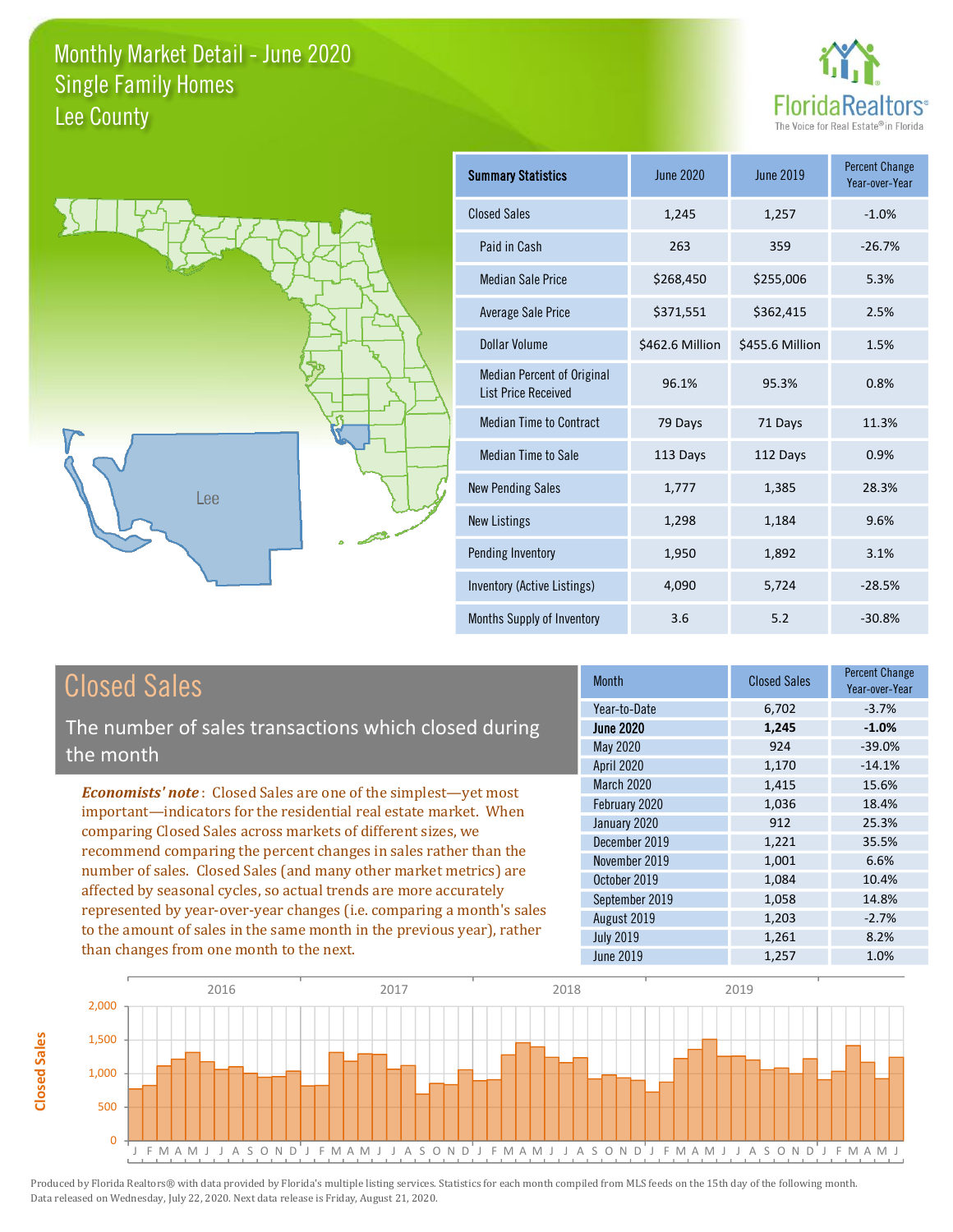# Monthly Market Detail - June 2020
## Single Family Homes
## Lee County

FloridaRealtors®
The Voice for Real Estate® in Florida

| Summary Statistics | June 2020 | June 2019 | Percent Change Year-over-Year |
|---|---|---|---|
| Closed Sales | 1,245 | 1,257 | -1.0% |
| Paid in Cash | 263 | 359 | -26.7% |
| Median Sale Price | $268,450 | $255,006 | 5.3% |
| Average Sale Price | $371,551 | $362,415 | 2.5% |
| Dollar Volume | $462.6 Million | $455.6 Million | 1.5% |
| Median Percent of Original List Price Received | 96.1% | 95.3% | 0.8% |
| Median Time to Contract | 79 Days | 71 Days | 11.3% |
| Median Time to Sale | 113 Days | 112 Days | 0.9% |
| New Pending Sales | 1,777 | 1,385 | 28.3% |
| New Listings | 1,298 | 1,184 | 9.6% |
| Pending Inventory | 1,950 | 1,892 | 3.1% |
| Inventory (Active Listings) | 4,090 | 5,724 | -28.5% |
| Months Supply of Inventory | 3.6 | 5.2 | -30.8% |

## Closed Sales

The number of sales transactions which closed during the month

***Economists' note***: Closed Sales are one of the simplest—yet most important—indicators for the residential real estate market. When comparing Closed Sales across markets of different sizes, we recommend comparing the percent changes in sales rather than the number of sales. Closed Sales (and many other market metrics) are affected by seasonal cycles, so actual trends are more accurately represented by year-over-year changes (i.e. comparing a month's sales to the amount of sales in the same month in the previous year), rather than changes from one month to the next.

| Month | Closed Sales | Percent Change Year-over-Year |
|---|---|---|
| Year-to-Date | 6,702 | -3.7% |
| **June 2020** | **1,245** | **-1.0%** |
| May 2020 | 924 | -39.0% |
| April 2020 | 1,170 | -14.1% |
| March 2020 | 1,415 | 15.6% |
| February 2020 | 1,036 | 18.4% |
| January 2020 | 912 | 25.3% |
| December 2019 | 1,221 | 35.5% |
| November 2019 | 1,001 | 6.6% |
| October 2019 | 1,084 | 10.4% |
| September 2019 | 1,058 | 14.8% |
| August 2019 | 1,203 | -2.7% |
| July 2019 | 1,261 | 8.2% |
| June 2019 | 1,257 | 1.0% |

Produced by Florida Realtors® with data provided by Florida's multiple listing services. Statistics for each month compiled from MLS feeds on the 15th day of the following month. Data released on Wednesday, July 22, 2020. Next data release is Friday, August 21, 2020.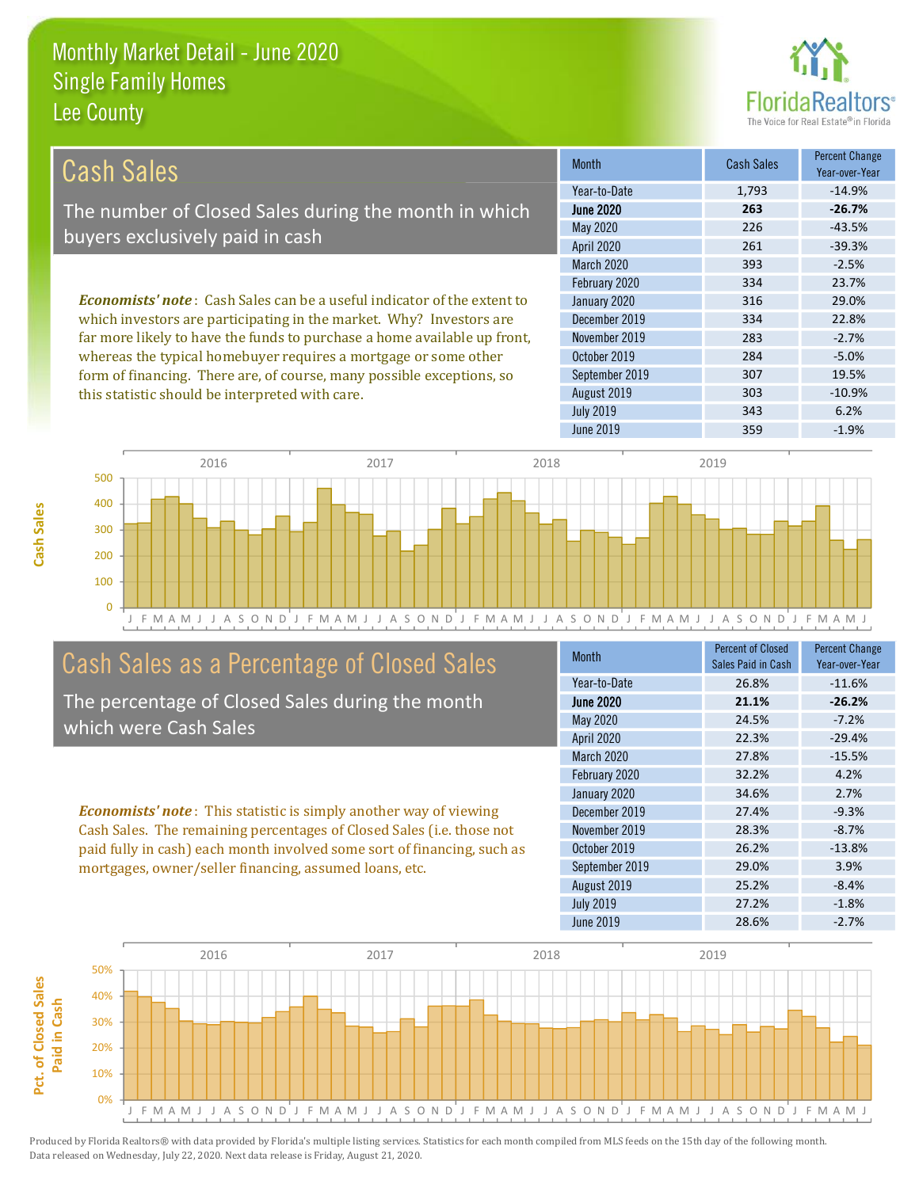# Monthly Market Detail - June 2020
## Single Family Homes
## Lee County

## Cash Sales

The number of Closed Sales during the month in which buyers exclusively paid in cash

*Economists' note*: Cash Sales can be a useful indicator of the extent to which investors are participating in the market. Why? Investors are far more likely to have the funds to purchase a home available up front, whereas the typical homebuyer requires a mortgage or some other form of financing. There are, of course, many possible exceptions, so this statistic should be interpreted with care.

| Month | Cash Sales | Percent Change Year-over-Year |
|---|---|---|
| Year-to-Date | 1,793 | -14.9% |
| **June 2020** | **263** | **-26.7%** |
| May 2020 | 226 | -43.5% |
| April 2020 | 261 | -39.3% |
| March 2020 | 393 | -2.5% |
| February 2020 | 334 | 23.7% |
| January 2020 | 316 | 29.0% |
| December 2019 | 334 | 22.8% |
| November 2019 | 283 | -2.7% |
| October 2019 | 284 | -5.0% |
| September 2019 | 307 | 19.5% |
| August 2019 | 303 | -10.9% |
| July 2019 | 343 | 6.2% |
| June 2019 | 359 | -1.9% |

## Cash Sales as a Percentage of Closed Sales

The percentage of Closed Sales during the month which were Cash Sales

*Economists' note*: This statistic is simply another way of viewing Cash Sales. The remaining percentages of Closed Sales (i.e. those not paid fully in cash) each month involved some sort of financing, such as mortgages, owner/seller financing, assumed loans, etc.

| Month | Percent of Closed Sales Paid in Cash | Percent Change Year-over-Year |
|---|---|---|
| Year-to-Date | 26.8% | -11.6% |
| **June 2020** | **21.1%** | **-26.2%** |
| May 2020 | 24.5% | -7.2% |
| April 2020 | 22.3% | -29.4% |
| March 2020 | 27.8% | -15.5% |
| February 2020 | 32.2% | 4.2% |
| January 2020 | 34.6% | 2.7% |
| December 2019 | 27.4% | -9.3% |
| November 2019 | 28.3% | -8.7% |
| October 2019 | 26.2% | -13.8% |
| September 2019 | 29.0% | 3.9% |
| August 2019 | 25.2% | -8.4% |
| July 2019 | 27.2% | -1.8% |
| June 2019 | 28.6% | -2.7% |

Produced by Florida Realtors® with data provided by Florida's multiple listing services. Statistics for each month compiled from MLS feeds on the 15th day of the following month. Data released on Wednesday, July 22, 2020. Next data release is Friday, August 21, 2020.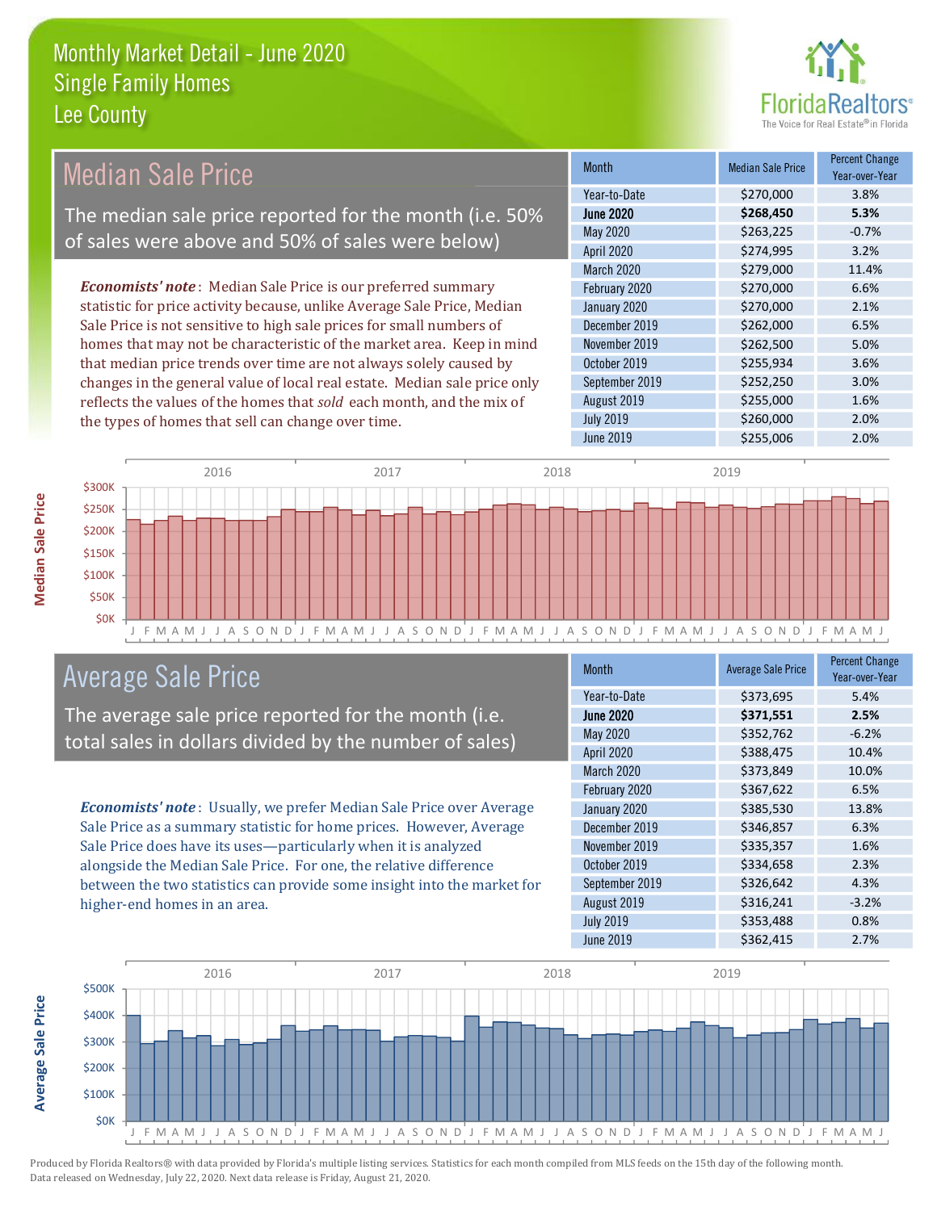# Monthly Market Detail - June 2020
## Single Family Homes
## Lee County

## Median Sale Price

The median sale price reported for the month (i.e. 50% of sales were above and 50% of sales were below)

*Economists' note*: Median Sale Price is our preferred summary statistic for price activity because, unlike Average Sale Price, Median Sale Price is not sensitive to high sale prices for small numbers of homes that may not be characteristic of the market area. Keep in mind that median price trends over time are not always solely caused by changes in the general value of local real estate. Median sale price only reflects the values of the homes that *sold* each month, and the mix of the types of homes that sell can change over time.

| Month | Median Sale Price | Percent Change Year-over-Year |
|---|---|---|
| Year-to-Date | $270,000 | 3.8% |
| **June 2020** | **$268,450** | **5.3%** |
| May 2020 | $263,225 | -0.7% |
| April 2020 | $274,995 | 3.2% |
| March 2020 | $279,000 | 11.4% |
| February 2020 | $270,000 | 6.6% |
| January 2020 | $270,000 | 2.1% |
| December 2019 | $262,000 | 6.5% |
| November 2019 | $262,500 | 5.0% |
| October 2019 | $255,934 | 3.6% |
| September 2019 | $252,250 | 3.0% |
| August 2019 | $255,000 | 1.6% |
| July 2019 | $260,000 | 2.0% |
| June 2019 | $255,006 | 2.0% |

## Average Sale Price

The average sale price reported for the month (i.e. total sales in dollars divided by the number of sales)

*Economists' note*: Usually, we prefer Median Sale Price over Average Sale Price as a summary statistic for home prices. However, Average Sale Price does have its uses—particularly when it is analyzed alongside the Median Sale Price. For one, the relative difference between the two statistics can provide some insight into the market for higher-end homes in an area.

| Month | Average Sale Price | Percent Change Year-over-Year |
|---|---|---|
| Year-to-Date | $373,695 | 5.4% |
| **June 2020** | **$371,551** | **2.5%** |
| May 2020 | $352,762 | -6.2% |
| April 2020 | $388,475 | 10.4% |
| March 2020 | $373,849 | 10.0% |
| February 2020 | $367,622 | 6.5% |
| January 2020 | $385,530 | 13.8% |
| December 2019 | $346,857 | 6.3% |
| November 2019 | $335,357 | 1.6% |
| October 2019 | $334,658 | 2.3% |
| September 2019 | $326,642 | 4.3% |
| August 2019 | $316,241 | -3.2% |
| July 2019 | $353,488 | 0.8% |
| June 2019 | $362,415 | 2.7% |

Produced by Florida Realtors® with data provided by Florida's multiple listing services. Statistics for each month compiled from MLS feeds on the 15th day of the following month. Data released on Wednesday, July 22, 2020. Next data release is Friday, August 21, 2020.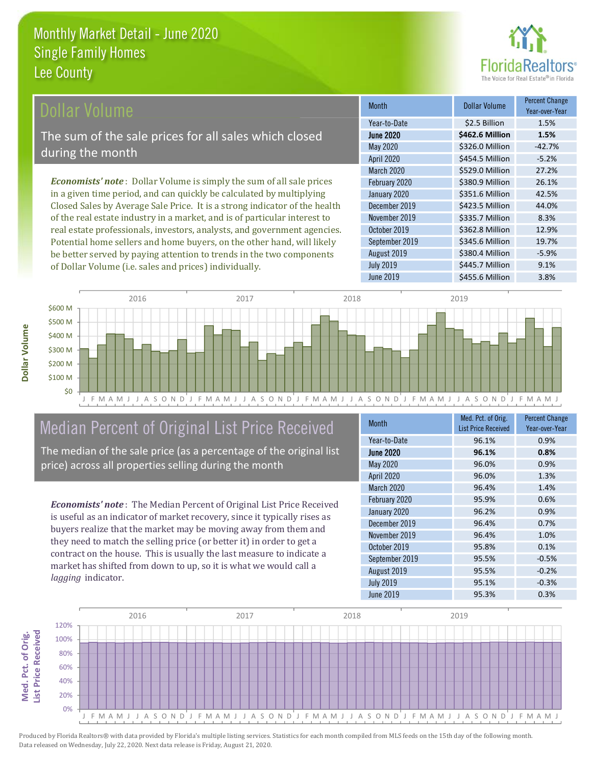# Monthly Market Detail - June 2020
## Single Family Homes
## Lee County

## Dollar Volume

The sum of the sale prices for all sales which closed during the month

*Economists' note*: Dollar Volume is simply the sum of all sale prices in a given time period, and can quickly be calculated by multiplying Closed Sales by Average Sale Price. It is a strong indicator of the health of the real estate industry in a market, and is of particular interest to real estate professionals, investors, analysts, and government agencies. Potential home sellers and home buyers, on the other hand, will likely be better served by paying attention to trends in the two components of Dollar Volume (i.e. sales and prices) individually.

| Month | Dollar Volume | Percent Change Year-over-Year |
|---|---|---|
| Year-to-Date | $2.5 Billion | 1.5% |
| **June 2020** | **$462.6 Million** | **1.5%** |
| May 2020 | $326.0 Million | -42.7% |
| April 2020 | $454.5 Million | -5.2% |
| March 2020 | $529.0 Million | 27.2% |
| February 2020 | $380.9 Million | 26.1% |
| January 2020 | $351.6 Million | 42.5% |
| December 2019 | $423.5 Million | 44.0% |
| November 2019 | $335.7 Million | 8.3% |
| October 2019 | $362.8 Million | 12.9% |
| September 2019 | $345.6 Million | 19.7% |
| August 2019 | $380.4 Million | -5.9% |
| July 2019 | $445.7 Million | 9.1% |
| June 2019 | $455.6 Million | 3.8% |

## Median Percent of Original List Price Received

The median of the sale price (as a percentage of the original list price) across all properties selling during the month

*Economists' note*: The Median Percent of Original List Price Received is useful as an indicator of market recovery, since it typically rises as buyers realize that the market may be moving away from them and they need to match the selling price (or better it) in order to get a contract on the house. This is usually the last measure to indicate a market has shifted from down to up, so it is what we would call a *lagging* indicator.

| Month | Med. Pct. of Orig. List Price Received | Percent Change Year-over-Year |
|---|---|---|
| Year-to-Date | 96.1% | 0.9% |
| **June 2020** | **96.1%** | **0.8%** |
| May 2020 | 96.0% | 0.9% |
| April 2020 | 96.0% | 1.3% |
| March 2020 | 96.4% | 1.4% |
| February 2020 | 95.9% | 0.6% |
| January 2020 | 96.2% | 0.9% |
| December 2019 | 96.4% | 0.7% |
| November 2019 | 96.4% | 1.0% |
| October 2019 | 95.8% | 0.1% |
| September 2019 | 95.5% | -0.5% |
| August 2019 | 95.5% | -0.2% |
| July 2019 | 95.1% | -0.3% |
| June 2019 | 95.3% | 0.3% |

Produced by Florida Realtors® with data provided by Florida's multiple listing services. Statistics for each month compiled from MLS feeds on the 15th day of the following month. Data released on Wednesday, July 22, 2020. Next data release is Friday, August 21, 2020.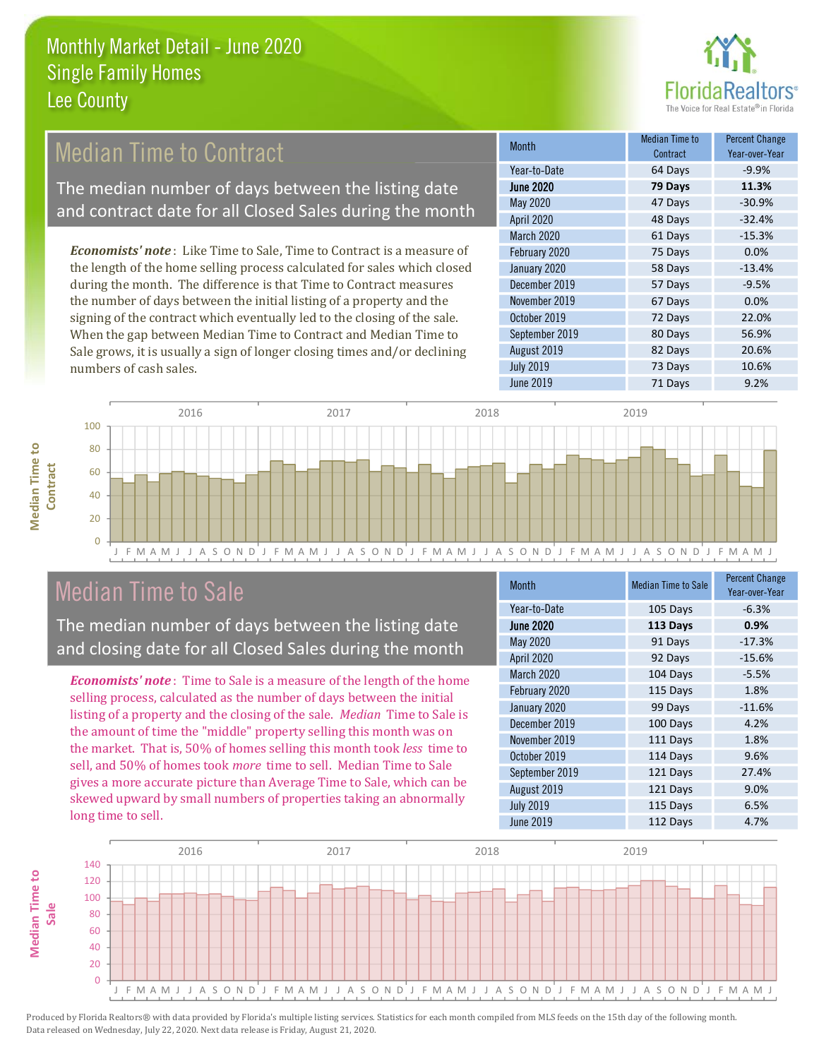# Monthly Market Detail - June 2020
## Single Family Homes
## Lee County

## Median Time to Contract

The median number of days between the listing date and contract date for all Closed Sales during the month

*Economists' note*: Like Time to Sale, Time to Contract is a measure of the length of the home selling process calculated for sales which closed during the month. The difference is that Time to Contract measures the number of days between the initial listing of a property and the signing of the contract which eventually led to the closing of the sale. When the gap between Median Time to Contract and Median Time to Sale grows, it is usually a sign of longer closing times and/or declining numbers of cash sales.

| Month | Median Time to Contract | Percent Change Year-over-Year |
|---|---|---|
| Year-to-Date | 64 Days | -9.9% |
| **June 2020** | **79 Days** | **11.3%** |
| May 2020 | 47 Days | -30.9% |
| April 2020 | 48 Days | -32.4% |
| March 2020 | 61 Days | -15.3% |
| February 2020 | 75 Days | 0.0% |
| January 2020 | 58 Days | -13.4% |
| December 2019 | 57 Days | -9.5% |
| November 2019 | 67 Days | 0.0% |
| October 2019 | 72 Days | 22.0% |
| September 2019 | 80 Days | 56.9% |
| August 2019 | 82 Days | 20.6% |
| July 2019 | 73 Days | 10.6% |
| June 2019 | 71 Days | 9.2% |

## Median Time to Sale

The median number of days between the listing date and closing date for all Closed Sales during the month

*Economists' note*: Time to Sale is a measure of the length of the home selling process, calculated as the number of days between the initial listing of a property and the closing of the sale. *Median* Time to Sale is the amount of time the "middle" property selling this month was on the market. That is, 50% of homes selling this month took *less* time to sell, and 50% of homes took *more* time to sell. Median Time to Sale gives a more accurate picture than Average Time to Sale, which can be skewed upward by small numbers of properties taking an abnormally long time to sell.

| Month | Median Time to Sale | Percent Change Year-over-Year |
|---|---|---|
| Year-to-Date | 105 Days | -6.3% |
| **June 2020** | **113 Days** | **0.9%** |
| May 2020 | 91 Days | -17.3% |
| April 2020 | 92 Days | -15.6% |
| March 2020 | 104 Days | -5.5% |
| February 2020 | 115 Days | 1.8% |
| January 2020 | 99 Days | -11.6% |
| December 2019 | 100 Days | 4.2% |
| November 2019 | 111 Days | 1.8% |
| October 2019 | 114 Days | 9.6% |
| September 2019 | 121 Days | 27.4% |
| August 2019 | 121 Days | 9.0% |
| July 2019 | 115 Days | 6.5% |
| June 2019 | 112 Days | 4.7% |

Produced by Florida Realtors® with data provided by Florida's multiple listing services. Statistics for each month compiled from MLS feeds on the 15th day of the following month. Data released on Wednesday, July 22, 2020. Next data release is Friday, August 21, 2020.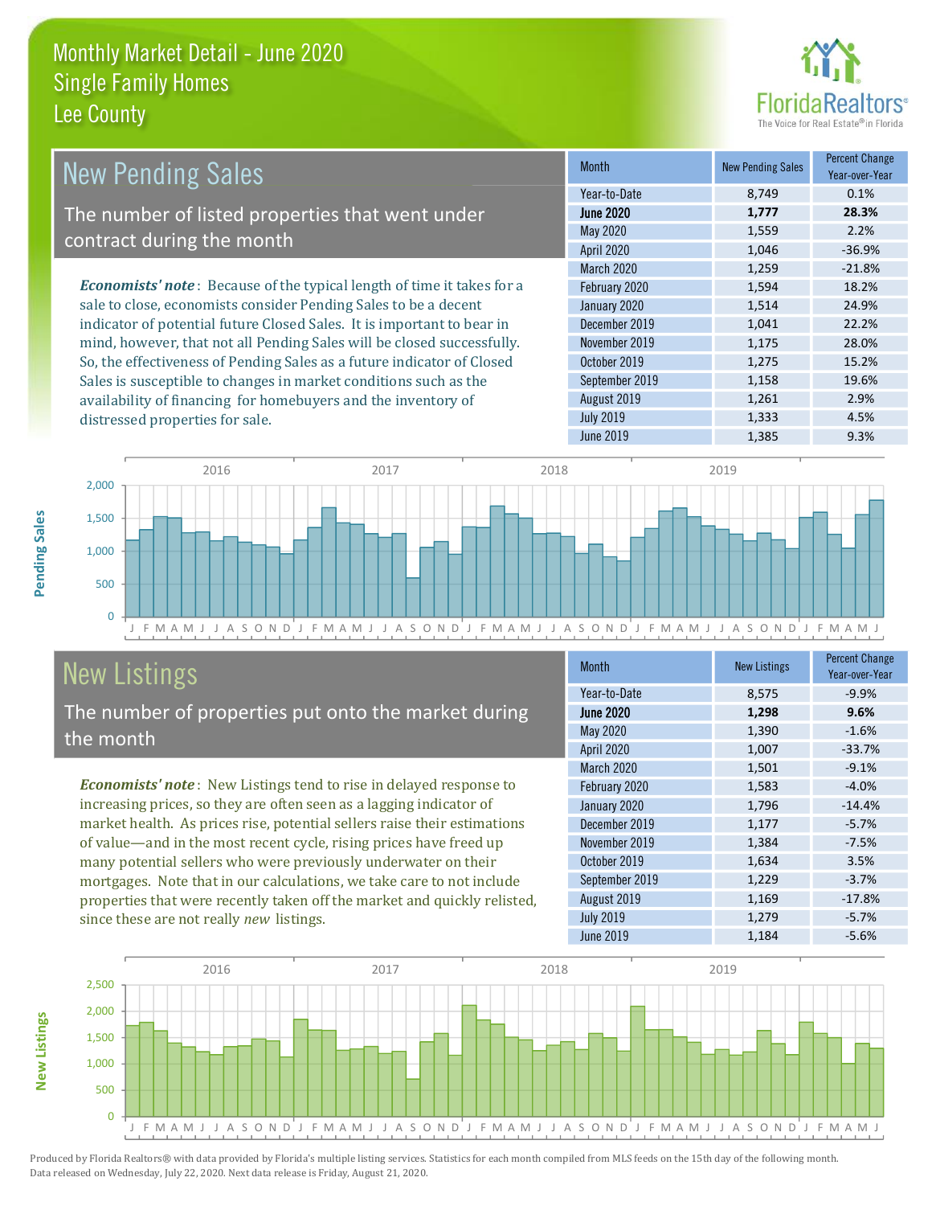# Monthly Market Detail - June 2020
## Single Family Homes
## Lee County

## New Pending Sales

The number of listed properties that went under contract during the month

*Economists' note*: Because of the typical length of time it takes for a sale to close, economists consider Pending Sales to be a decent indicator of potential future Closed Sales. It is important to bear in mind, however, that not all Pending Sales will be closed successfully. So, the effectiveness of Pending Sales as a future indicator of Closed Sales is susceptible to changes in market conditions such as the availability of financing for homebuyers and the inventory of distressed properties for sale.

| Month | New Pending Sales | Percent Change Year-over-Year |
|---|---|---|
| Year-to-Date | 8,749 | 0.1% |
| **June 2020** | **1,777** | **28.3%** |
| May 2020 | 1,559 | 2.2% |
| April 2020 | 1,046 | -36.9% |
| March 2020 | 1,259 | -21.8% |
| February 2020 | 1,594 | 18.2% |
| January 2020 | 1,514 | 24.9% |
| December 2019 | 1,041 | 22.2% |
| November 2019 | 1,175 | 28.0% |
| October 2019 | 1,275 | 15.2% |
| September 2019 | 1,158 | 19.6% |
| August 2019 | 1,261 | 2.9% |
| July 2019 | 1,333 | 4.5% |
| June 2019 | 1,385 | 9.3% |

## New Listings

The number of properties put onto the market during the month

*Economists' note*: New Listings tend to rise in delayed response to increasing prices, so they are often seen as a lagging indicator of market health. As prices rise, potential sellers raise their estimations of value—and in the most recent cycle, rising prices have freed up many potential sellers who were previously underwater on their mortgages. Note that in our calculations, we take care to not include properties that were recently taken off the market and quickly relisted, since these are not really *new* listings.

| Month | New Listings | Percent Change Year-over-Year |
|---|---|---|
| Year-to-Date | 8,575 | -9.9% |
| **June 2020** | **1,298** | **9.6%** |
| May 2020 | 1,390 | -1.6% |
| April 2020 | 1,007 | -33.7% |
| March 2020 | 1,501 | -9.1% |
| February 2020 | 1,583 | -4.0% |
| January 2020 | 1,796 | -14.4% |
| December 2019 | 1,177 | -5.7% |
| November 2019 | 1,384 | -7.5% |
| October 2019 | 1,634 | 3.5% |
| September 2019 | 1,229 | -3.7% |
| August 2019 | 1,169 | -17.8% |
| July 2019 | 1,279 | -5.7% |
| June 2019 | 1,184 | -5.6% |

Produced by Florida Realtors® with data provided by Florida's multiple listing services. Statistics for each month compiled from MLS feeds on the 15th day of the following month. Data released on Wednesday, July 22, 2020. Next data release is Friday, August 21, 2020.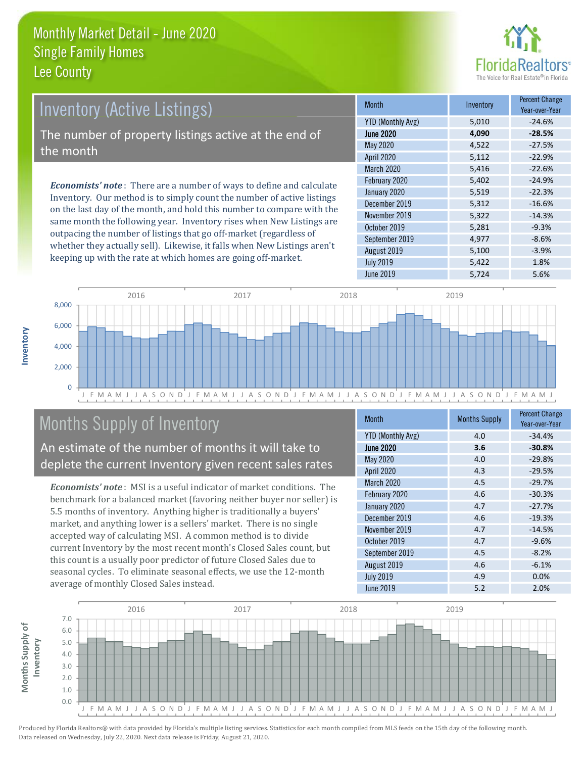# Monthly Market Detail - June 2020
## Single Family Homes
## Lee County

## Inventory (Active Listings)

The number of property listings active at the end of the month

*Economists' note*: There are a number of ways to define and calculate Inventory. Our method is to simply count the number of active listings on the last day of the month, and hold this number to compare with the same month the following year. Inventory rises when New Listings are outpacing the number of listings that go off-market (regardless of whether they actually sell). Likewise, it falls when New Listings aren't keeping up with the rate at which homes are going off-market.

| Month | Inventory | Percent Change Year-over-Year |
|---|---|---|
| YTD (Monthly Avg) | 5,010 | -24.6% |
| **June 2020** | **4,090** | **-28.5%** |
| May 2020 | 4,522 | -27.5% |
| April 2020 | 5,112 | -22.9% |
| March 2020 | 5,416 | -22.6% |
| February 2020 | 5,402 | -24.9% |
| January 2020 | 5,519 | -22.3% |
| December 2019 | 5,312 | -16.6% |
| November 2019 | 5,322 | -14.3% |
| October 2019 | 5,281 | -9.3% |
| September 2019 | 4,977 | -8.6% |
| August 2019 | 5,100 | -3.9% |
| July 2019 | 5,422 | 1.8% |
| June 2019 | 5,724 | 5.6% |

## Months Supply of Inventory

An estimate of the number of months it will take to deplete the current Inventory given recent sales rates

*Economists' note*: MSI is a useful indicator of market conditions. The benchmark for a balanced market (favoring neither buyer nor seller) is 5.5 months of inventory. Anything higher is traditionally a buyers' market, and anything lower is a sellers' market. There is no single accepted way of calculating MSI. A common method is to divide current Inventory by the most recent month's Closed Sales count, but this count is a usually poor predictor of future Closed Sales due to seasonal cycles. To eliminate seasonal effects, we use the 12-month average of monthly Closed Sales instead.

| Month | Months Supply | Percent Change Year-over-Year |
|---|---|---|
| YTD (Monthly Avg) | 4.0 | -34.4% |
| **June 2020** | **3.6** | **-30.8%** |
| May 2020 | 4.0 | -29.8% |
| April 2020 | 4.3 | -29.5% |
| March 2020 | 4.5 | -29.7% |
| February 2020 | 4.6 | -30.3% |
| January 2020 | 4.7 | -27.7% |
| December 2019 | 4.6 | -19.3% |
| November 2019 | 4.7 | -14.5% |
| October 2019 | 4.7 | -9.6% |
| September 2019 | 4.5 | -8.2% |
| August 2019 | 4.6 | -6.1% |
| July 2019 | 4.9 | 0.0% |
| June 2019 | 5.2 | 2.0% |

Produced by Florida Realtors® with data provided by Florida's multiple listing services. Statistics for each month compiled from MLS feeds on the 15th day of the following month. Data released on Wednesday, July 22, 2020. Next data release is Friday, August 21, 2020.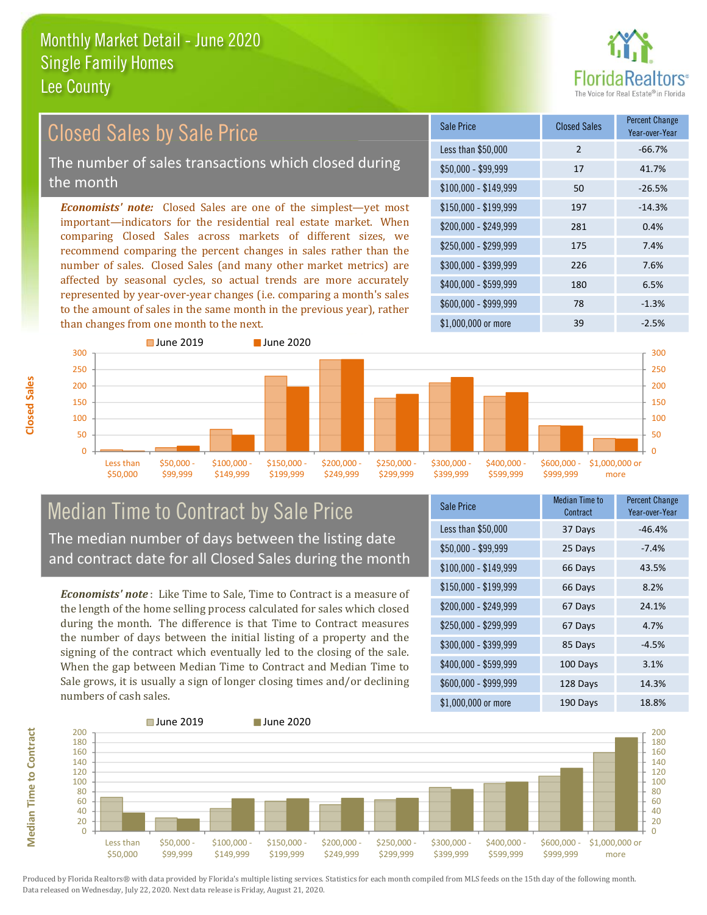# Monthly Market Detail - June 2020
## Single Family Homes
## Lee County

## Closed Sales by Sale Price

The number of sales transactions which closed during the month

*Economists' note:* Closed Sales are one of the simplest—yet most important—indicators for the residential real estate market. When comparing Closed Sales across markets of different sizes, we recommend comparing the percent changes in sales rather than the number of sales. Closed Sales (and many other market metrics) are affected by seasonal cycles, so actual trends are more accurately represented by year-over-year changes (i.e. comparing a month's sales to the amount of sales in the same month in the previous year), rather than changes from one month to the next.

| Sale Price | Closed Sales | Percent Change Year-over-Year |
|---|---|---|
| Less than $50,000 | 2 | -66.7% |
| $50,000 - $99,999 | 17 | 41.7% |
| $100,000 - $149,999 | 50 | -26.5% |
| $150,000 - $199,999 | 197 | -14.3% |
| $200,000 - $249,999 | 281 | 0.4% |
| $250,000 - $299,999 | 175 | 7.4% |
| $300,000 - $399,999 | 226 | 7.6% |
| $400,000 - $599,999 | 180 | 6.5% |
| $600,000 - $999,999 | 78 | -1.3% |
| $1,000,000 or more | 39 | -2.5% |

## Median Time to Contract by Sale Price

The median number of days between the listing date and contract date for all Closed Sales during the month

*Economists' note*: Like Time to Sale, Time to Contract is a measure of the length of the home selling process calculated for sales which closed during the month. The difference is that Time to Contract measures the number of days between the initial listing of a property and the signing of the contract which eventually led to the closing of the sale. When the gap between Median Time to Contract and Median Time to Sale grows, it is usually a sign of longer closing times and/or declining numbers of cash sales.

| Sale Price | Median Time to Contract | Percent Change Year-over-Year |
|---|---|---|
| Less than $50,000 | 37 Days | -46.4% |
| $50,000 - $99,999 | 25 Days | -7.4% |
| $100,000 - $149,999 | 66 Days | 43.5% |
| $150,000 - $199,999 | 66 Days | 8.2% |
| $200,000 - $249,999 | 67 Days | 24.1% |
| $250,000 - $299,999 | 67 Days | 4.7% |
| $300,000 - $399,999 | 85 Days | -4.5% |
| $400,000 - $599,999 | 100 Days | 3.1% |
| $600,000 - $999,999 | 128 Days | 14.3% |
| $1,000,000 or more | 190 Days | 18.8% |

Produced by Florida Realtors® with data provided by Florida's multiple listing services. Statistics for each month compiled from MLS feeds on the 15th day of the following month. Data released on Wednesday, July 22, 2020. Next data release is Friday, August 21, 2020.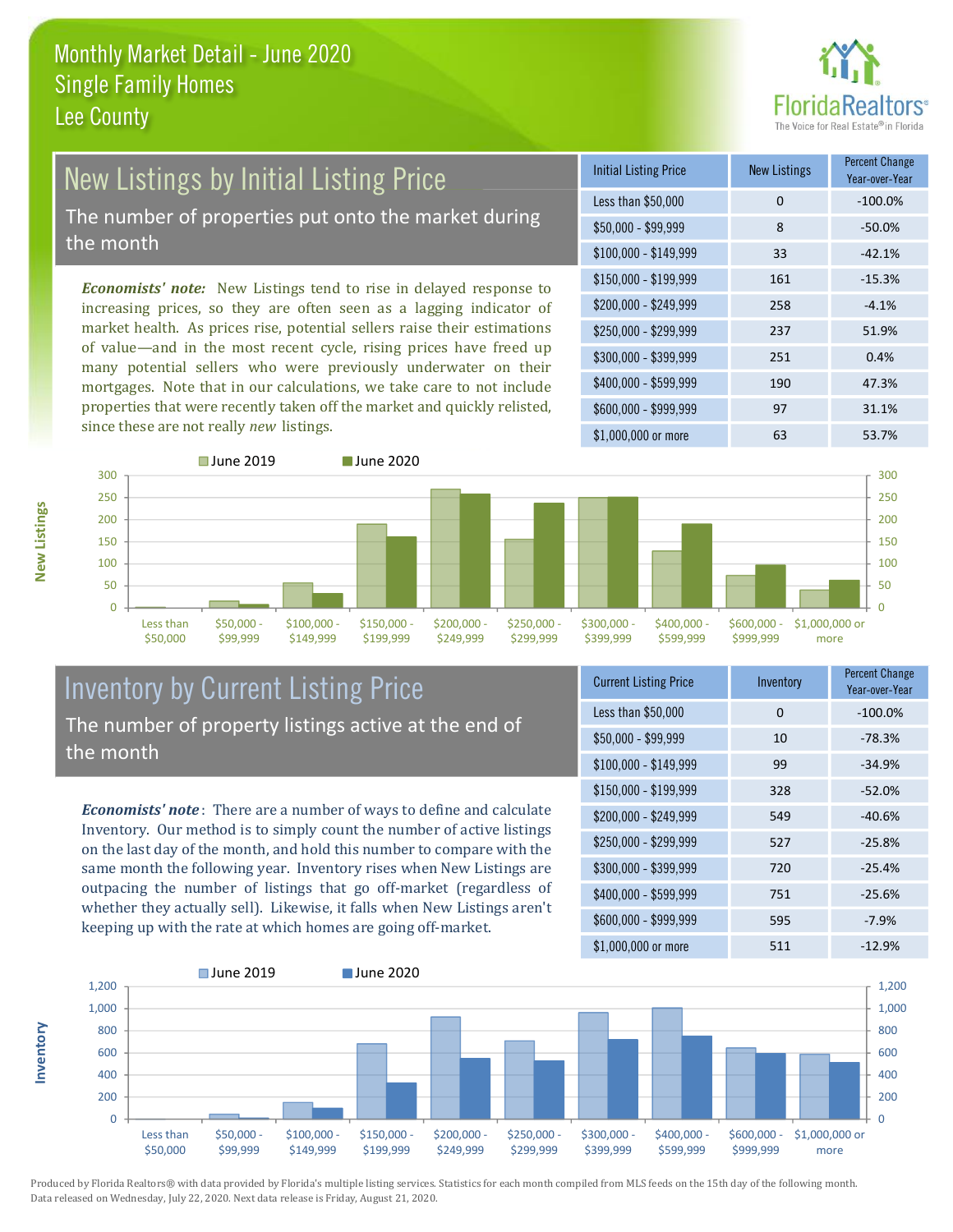# Monthly Market Detail - June 2020
## Single Family Homes
## Lee County

## New Listings by Initial Listing Price

The number of properties put onto the market during the month

*Economists' note:* New Listings tend to rise in delayed response to increasing prices, so they are often seen as a lagging indicator of market health. As prices rise, potential sellers raise their estimations of value—and in the most recent cycle, rising prices have freed up many potential sellers who were previously underwater on their mortgages. Note that in our calculations, we take care to not include properties that were recently taken off the market and quickly relisted, since these are not really *new* listings.

| Initial Listing Price | New Listings | Percent Change Year-over-Year |
|---|---|---|
| Less than $50,000 | 0 | -100.0% |
| $50,000 - $99,999 | 8 | -50.0% |
| $100,000 - $149,999 | 33 | -42.1% |
| $150,000 - $199,999 | 161 | -15.3% |
| $200,000 - $249,999 | 258 | -4.1% |
| $250,000 - $299,999 | 237 | 51.9% |
| $300,000 - $399,999 | 251 | 0.4% |
| $400,000 - $599,999 | 190 | 47.3% |
| $600,000 - $999,999 | 97 | 31.1% |
| $1,000,000 or more | 63 | 53.7% |

## Inventory by Current Listing Price

The number of property listings active at the end of the month

***Economists' note***: There are a number of ways to define and calculate Inventory. Our method is to simply count the number of active listings on the last day of the month, and hold this number to compare with the same month the following year. Inventory rises when New Listings are outpacing the number of listings that go off-market (regardless of whether they actually sell). Likewise, it falls when New Listings aren't keeping up with the rate at which homes are going off-market.

| Current Listing Price | Inventory | Percent Change Year-over-Year |
|---|---|---|
| Less than $50,000 | 0 | -100.0% |
| $50,000 - $99,999 | 10 | -78.3% |
| $100,000 - $149,999 | 99 | -34.9% |
| $150,000 - $199,999 | 328 | -52.0% |
| $200,000 - $249,999 | 549 | -40.6% |
| $250,000 - $299,999 | 527 | -25.8% |
| $300,000 - $399,999 | 720 | -25.4% |
| $400,000 - $599,999 | 751 | -25.6% |
| $600,000 - $999,999 | 595 | -7.9% |
| $1,000,000 or more | 511 | -12.9% |

Produced by Florida Realtors® with data provided by Florida's multiple listing services. Statistics for each month compiled from MLS feeds on the 15th day of the following month. Data released on Wednesday, July 22, 2020. Next data release is Friday, August 21, 2020.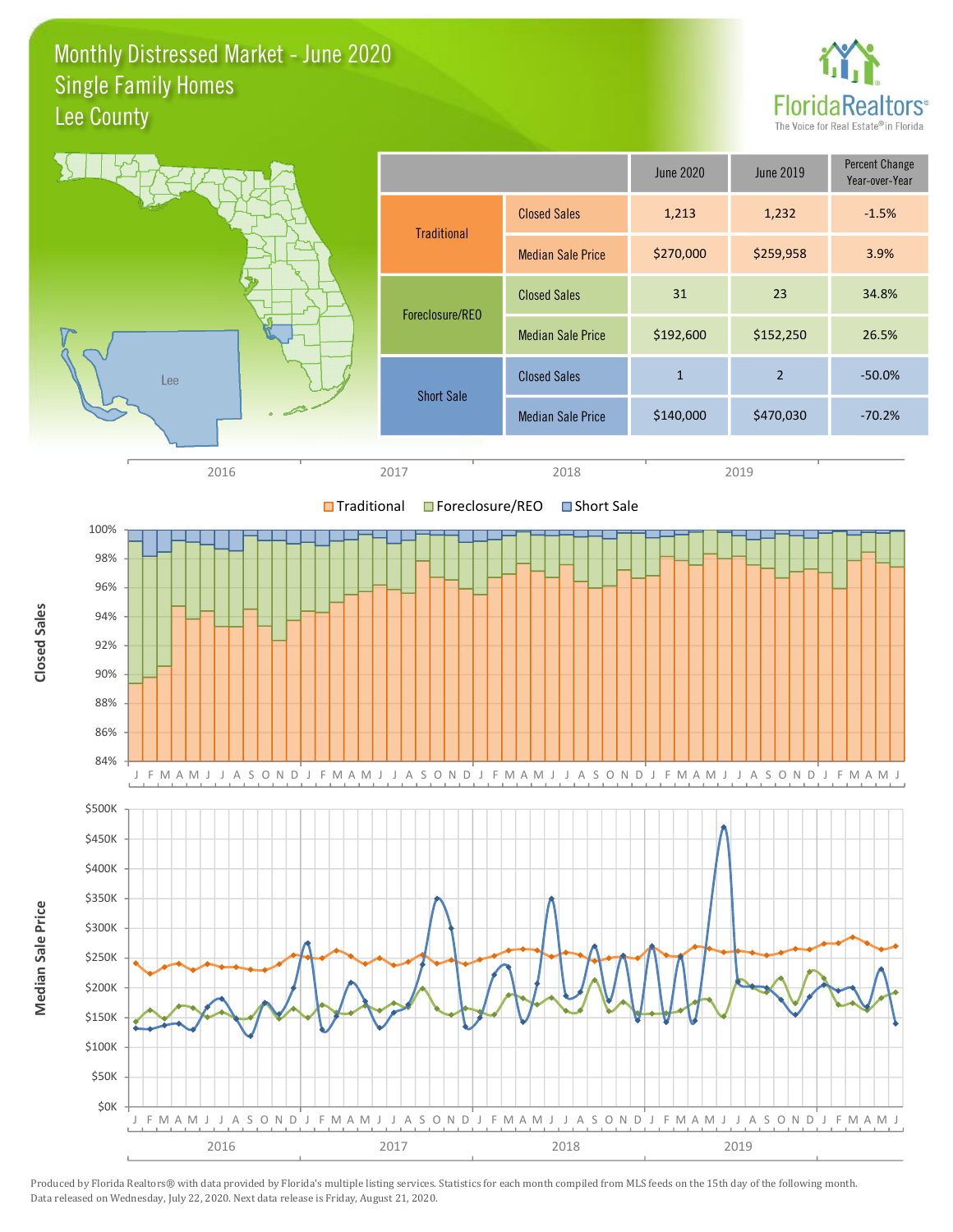# Monthly Distressed Market - June 2020
## Single Family Homes
## Lee County

| | | June 2020 | June 2019 | Percent Change Year-over-Year |
|---|---|---|---|---|
| Traditional | Closed Sales | 1,213 | 1,232 | -1.5% |
| | Median Sale Price | $270,000 | $259,958 | 3.9% |
| Foreclosure/REO | Closed Sales | 31 | 23 | 34.8% |
| | Median Sale Price | $192,600 | $152,250 | 26.5% |
| Short Sale | Closed Sales | 1 | 2 | -50.0% |
| | Median Sale Price | $140,000 | $470,030 | -70.2% |

Produced by Florida Realtors® with data provided by Florida's multiple listing services. Statistics for each month compiled from MLS feeds on the 15th day of the following month. Data released on Wednesday, July 22, 2020. Next data release is Friday, August 21, 2020.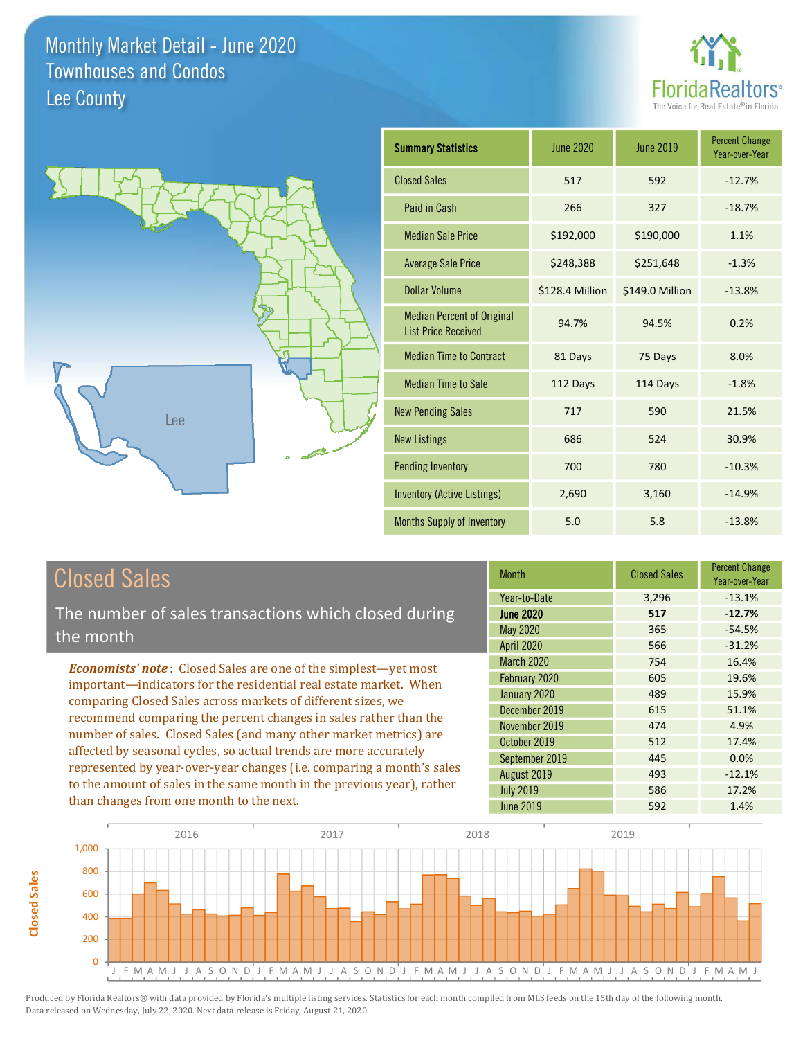# Monthly Market Detail - June 2020
## Townhouses and Condos
## Lee County

| Summary Statistics | June 2020 | June 2019 | Percent Change Year-over-Year |
|---|---|---|---|
| Closed Sales | 517 | 592 | -12.7% |
| Paid in Cash | 266 | 327 | -18.7% |
| Median Sale Price | $192,000 | $190,000 | 1.1% |
| Average Sale Price | $248,388 | $251,648 | -1.3% |
| Dollar Volume | $128.4 Million | $149.0 Million | -13.8% |
| Median Percent of Original List Price Received | 94.7% | 94.5% | 0.2% |
| Median Time to Contract | 81 Days | 75 Days | 8.0% |
| Median Time to Sale | 112 Days | 114 Days | -1.8% |
| New Pending Sales | 717 | 590 | 21.5% |
| New Listings | 686 | 524 | 30.9% |
| Pending Inventory | 700 | 780 | -10.3% |
| Inventory (Active Listings) | 2,690 | 3,160 | -14.9% |
| Months Supply of Inventory | 5.0 | 5.8 | -13.8% |

## Closed Sales

The number of sales transactions which closed during the month

*Economists' note*: Closed Sales are one of the simplest—yet most important—indicators for the residential real estate market. When comparing Closed Sales across markets of different sizes, we recommend comparing the percent changes in sales rather than the number of sales. Closed Sales (and many other market metrics) are affected by seasonal cycles, so actual trends are more accurately represented by year-over-year changes (i.e. comparing a month's sales to the amount of sales in the same month in the previous year), rather than changes from one month to the next.

| Month | Closed Sales | Percent Change Year-over-Year |
|---|---|---|
| Year-to-Date | 3,296 | -13.1% |
| **June 2020** | **517** | **-12.7%** |
| May 2020 | 365 | -54.5% |
| April 2020 | 566 | -31.2% |
| March 2020 | 754 | 16.4% |
| February 2020 | 605 | 19.6% |
| January 2020 | 489 | 15.9% |
| December 2019 | 615 | 51.1% |
| November 2019 | 474 | 4.9% |
| October 2019 | 512 | 17.4% |
| September 2019 | 445 | 0.0% |
| August 2019 | 493 | -12.1% |
| July 2019 | 586 | 17.2% |
| June 2019 | 592 | 1.4% |

Produced by Florida Realtors® with data provided by Florida's multiple listing services. Statistics for each month compiled from MLS feeds on the 15th day of the following month. Data released on Wednesday, July 22, 2020. Next data release is Friday, August 21, 2020.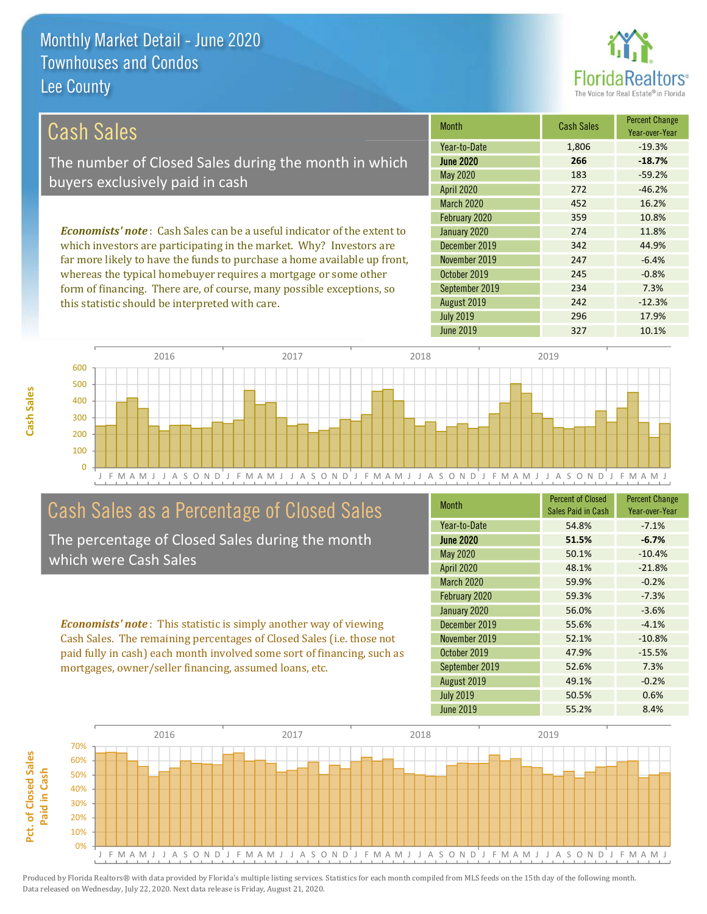# Monthly Market Detail - June 2020
## Townhouses and Condos
## Lee County

## Cash Sales

The number of Closed Sales during the month in which buyers exclusively paid in cash

*Economists' note*: Cash Sales can be a useful indicator of the extent to which investors are participating in the market. Why? Investors are far more likely to have the funds to purchase a home available up front, whereas the typical homebuyer requires a mortgage or some other form of financing. There are, of course, many possible exceptions, so this statistic should be interpreted with care.

| Month | Cash Sales | Percent Change Year-over-Year |
|---|---|---|
| Year-to-Date | 1,806 | -19.3% |
| **June 2020** | **266** | **-18.7%** |
| May 2020 | 183 | -59.2% |
| April 2020 | 272 | -46.2% |
| March 2020 | 452 | 16.2% |
| February 2020 | 359 | 10.8% |
| January 2020 | 274 | 11.8% |
| December 2019 | 342 | 44.9% |
| November 2019 | 247 | -6.4% |
| October 2019 | 245 | -0.8% |
| September 2019 | 234 | 7.3% |
| August 2019 | 242 | -12.3% |
| July 2019 | 296 | 17.9% |
| June 2019 | 327 | 10.1% |

## Cash Sales as a Percentage of Closed Sales

The percentage of Closed Sales during the month which were Cash Sales

*Economists' note*: This statistic is simply another way of viewing Cash Sales. The remaining percentages of Closed Sales (i.e. those not paid fully in cash) each month involved some sort of financing, such as mortgages, owner/seller financing, assumed loans, etc.

| Month | Percent of Closed Sales Paid in Cash | Percent Change Year-over-Year |
|---|---|---|
| Year-to-Date | 54.8% | -7.1% |
| **June 2020** | **51.5%** | **-6.7%** |
| May 2020 | 50.1% | -10.4% |
| April 2020 | 48.1% | -21.8% |
| March 2020 | 59.9% | -0.2% |
| February 2020 | 59.3% | -7.3% |
| January 2020 | 56.0% | -3.6% |
| December 2019 | 55.6% | -4.1% |
| November 2019 | 52.1% | -10.8% |
| October 2019 | 47.9% | -15.5% |
| September 2019 | 52.6% | 7.3% |
| August 2019 | 49.1% | -0.2% |
| July 2019 | 50.5% | 0.6% |
| June 2019 | 55.2% | 8.4% |

Produced by Florida Realtors® with data provided by Florida's multiple listing services. Statistics for each month compiled from MLS feeds on the 15th day of the following month. Data released on Wednesday, July 22, 2020. Next data release is Friday, August 21, 2020.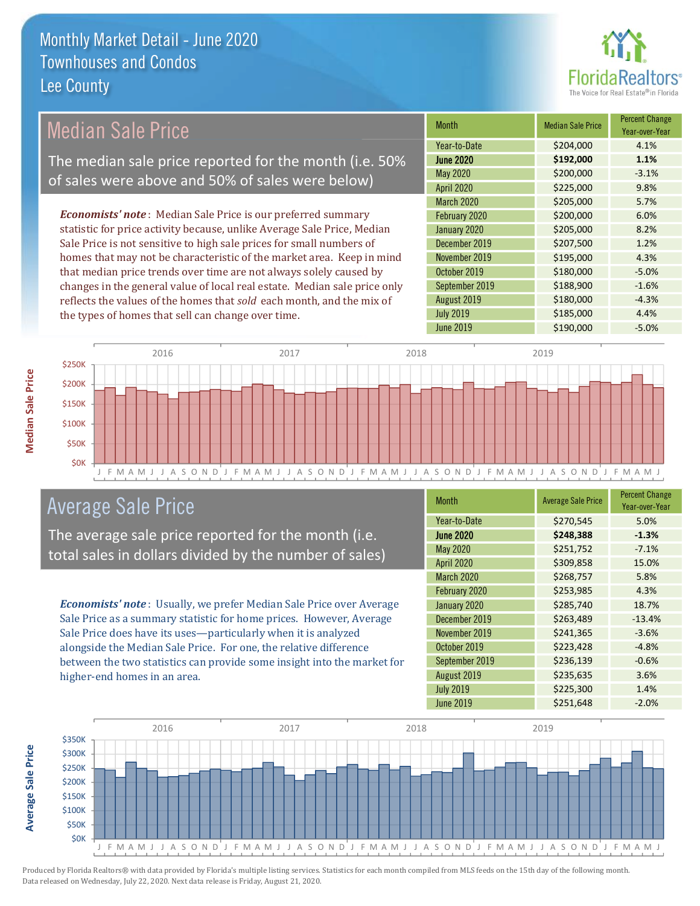# Monthly Market Detail - June 2020
## Townhouses and Condos
## Lee County

## Median Sale Price

The median sale price reported for the month (i.e. 50% of sales were above and 50% of sales were below)

*Economists' note*: Median Sale Price is our preferred summary statistic for price activity because, unlike Average Sale Price, Median Sale Price is not sensitive to high sale prices for small numbers of homes that may not be characteristic of the market area. Keep in mind that median price trends over time are not always solely caused by changes in the general value of local real estate. Median sale price only reflects the values of the homes that *sold* each month, and the mix of the types of homes that sell can change over time.

| Month | Median Sale Price | Percent Change Year-over-Year |
|---|---|---|
| Year-to-Date | $204,000 | 4.1% |
| **June 2020** | **$192,000** | **1.1%** |
| May 2020 | $200,000 | -3.1% |
| April 2020 | $225,000 | 9.8% |
| March 2020 | $205,000 | 5.7% |
| February 2020 | $200,000 | 6.0% |
| January 2020 | $205,000 | 8.2% |
| December 2019 | $207,500 | 1.2% |
| November 2019 | $195,000 | 4.3% |
| October 2019 | $180,000 | -5.0% |
| September 2019 | $188,900 | -1.6% |
| August 2019 | $180,000 | -4.3% |
| July 2019 | $185,000 | 4.4% |
| June 2019 | $190,000 | -5.0% |

## Average Sale Price

The average sale price reported for the month (i.e. total sales in dollars divided by the number of sales)

*Economists' note*: Usually, we prefer Median Sale Price over Average Sale Price as a summary statistic for home prices. However, Average Sale Price does have its uses—particularly when it is analyzed alongside the Median Sale Price. For one, the relative difference between the two statistics can provide some insight into the market for higher-end homes in an area.

| Month | Average Sale Price | Percent Change Year-over-Year |
|---|---|---|
| Year-to-Date | $270,545 | 5.0% |
| **June 2020** | **$248,388** | **-1.3%** |
| May 2020 | $251,752 | -7.1% |
| April 2020 | $309,858 | 15.0% |
| March 2020 | $268,757 | 5.8% |
| February 2020 | $253,985 | 4.3% |
| January 2020 | $285,740 | 18.7% |
| December 2019 | $263,489 | -13.4% |
| November 2019 | $241,365 | -3.6% |
| October 2019 | $223,428 | -4.8% |
| September 2019 | $236,139 | -0.6% |
| August 2019 | $235,635 | 3.6% |
| July 2019 | $225,300 | 1.4% |
| June 2019 | $251,648 | -2.0% |

Produced by Florida Realtors® with data provided by Florida's multiple listing services. Statistics for each month compiled from MLS feeds on the 15th day of the following month. Data released on Wednesday, July 22, 2020. Next data release is Friday, August 21, 2020.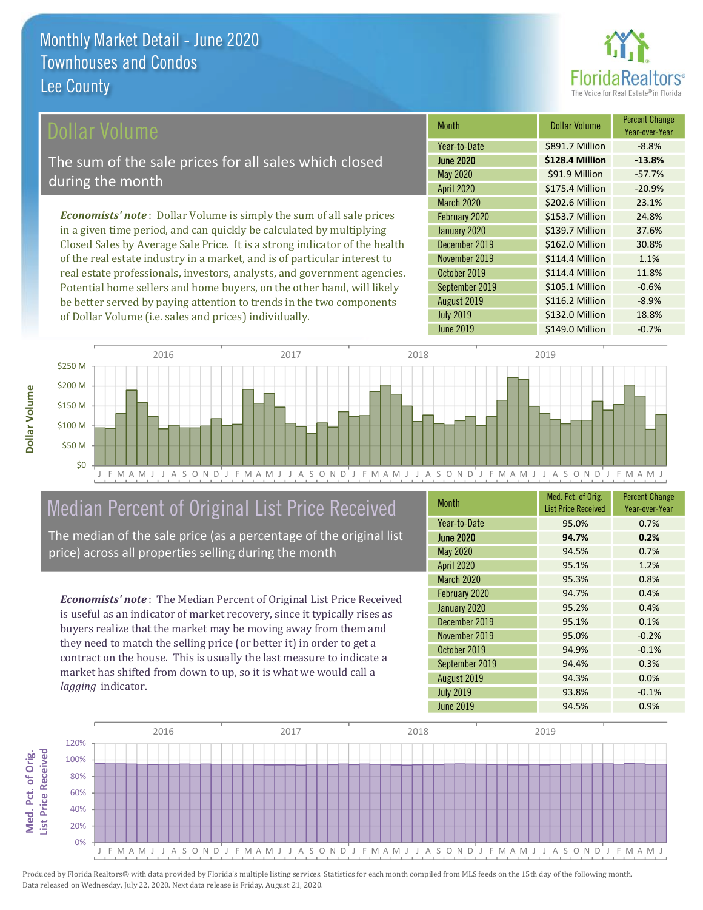# Monthly Market Detail - June 2020
## Townhouses and Condos
## Lee County

## Dollar Volume

The sum of the sale prices for all sales which closed during the month

*Economists' note*: Dollar Volume is simply the sum of all sale prices in a given time period, and can quickly be calculated by multiplying Closed Sales by Average Sale Price. It is a strong indicator of the health of the real estate industry in a market, and is of particular interest to real estate professionals, investors, analysts, and government agencies. Potential home sellers and home buyers, on the other hand, will likely be better served by paying attention to trends in the two components of Dollar Volume (i.e. sales and prices) individually.

| Month | Dollar Volume | Percent Change Year-over-Year |
|---|---|---|
| Year-to-Date | $891.7 Million | -8.8% |
| **June 2020** | **$128.4 Million** | **-13.8%** |
| May 2020 | $91.9 Million | -57.7% |
| April 2020 | $175.4 Million | -20.9% |
| March 2020 | $202.6 Million | 23.1% |
| February 2020 | $153.7 Million | 24.8% |
| January 2020 | $139.7 Million | 37.6% |
| December 2019 | $162.0 Million | 30.8% |
| November 2019 | $114.4 Million | 1.1% |
| October 2019 | $114.4 Million | 11.8% |
| September 2019 | $105.1 Million | -0.6% |
| August 2019 | $116.2 Million | -8.9% |
| July 2019 | $132.0 Million | 18.8% |
| June 2019 | $149.0 Million | -0.7% |

## Median Percent of Original List Price Received

The median of the sale price (as a percentage of the original list price) across all properties selling during the month

*Economists' note*: The Median Percent of Original List Price Received is useful as an indicator of market recovery, since it typically rises as buyers realize that the market may be moving away from them and they need to match the selling price (or better it) in order to get a contract on the house. This is usually the last measure to indicate a market has shifted from down to up, so it is what we would call a *lagging* indicator.

| Month | Med. Pct. of Orig. List Price Received | Percent Change Year-over-Year |
|---|---|---|
| Year-to-Date | 95.0% | 0.7% |
| **June 2020** | **94.7%** | **0.2%** |
| May 2020 | 94.5% | 0.7% |
| April 2020 | 95.1% | 1.2% |
| March 2020 | 95.3% | 0.8% |
| February 2020 | 94.7% | 0.4% |
| January 2020 | 95.2% | 0.4% |
| December 2019 | 95.1% | 0.1% |
| November 2019 | 95.0% | -0.2% |
| October 2019 | 94.9% | -0.1% |
| September 2019 | 94.4% | 0.3% |
| August 2019 | 94.3% | 0.0% |
| July 2019 | 93.8% | -0.1% |
| June 2019 | 94.5% | 0.9% |

Produced by Florida Realtors® with data provided by Florida's multiple listing services. Statistics for each month compiled from MLS feeds on the 15th day of the following month. Data released on Wednesday, July 22, 2020. Next data release is Friday, August 21, 2020.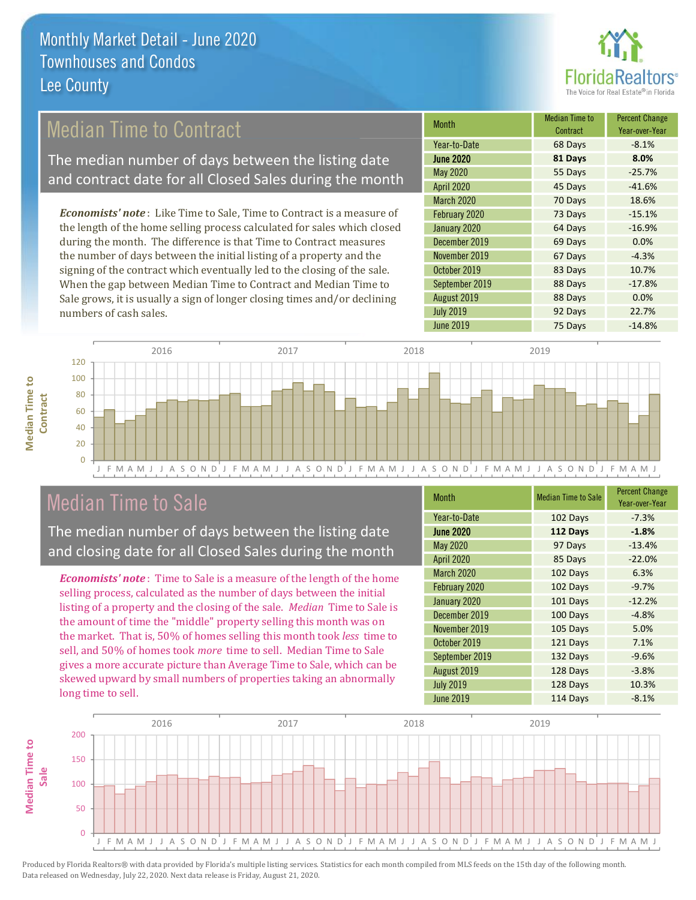# Monthly Market Detail - June 2020
## Townhouses and Condos
## Lee County

## Median Time to Contract

The median number of days between the listing date and contract date for all Closed Sales during the month

*Economists' note*: Like Time to Sale, Time to Contract is a measure of the length of the home selling process calculated for sales which closed during the month. The difference is that Time to Contract measures the number of days between the initial listing of a property and the signing of the contract which eventually led to the closing of the sale. When the gap between Median Time to Contract and Median Time to Sale grows, it is usually a sign of longer closing times and/or declining numbers of cash sales.

| Month | Median Time to Contract | Percent Change Year-over-Year |
|---|---|---|
| Year-to-Date | 68 Days | -8.1% |
| **June 2020** | **81 Days** | **8.0%** |
| May 2020 | 55 Days | -25.7% |
| April 2020 | 45 Days | -41.6% |
| March 2020 | 70 Days | 18.6% |
| February 2020 | 73 Days | -15.1% |
| January 2020 | 64 Days | -16.9% |
| December 2019 | 69 Days | 0.0% |
| November 2019 | 67 Days | -4.3% |
| October 2019 | 83 Days | 10.7% |
| September 2019 | 88 Days | -17.8% |
| August 2019 | 88 Days | 0.0% |
| July 2019 | 92 Days | 22.7% |
| June 2019 | 75 Days | -14.8% |

## Median Time to Sale

The median number of days between the listing date and closing date for all Closed Sales during the month

*Economists' note*: Time to Sale is a measure of the length of the home selling process, calculated as the number of days between the initial listing of a property and the closing of the sale. *Median* Time to Sale is the amount of time the "middle" property selling this month was on the market. That is, 50% of homes selling this month took *less* time to sell, and 50% of homes took *more* time to sell. Median Time to Sale gives a more accurate picture than Average Time to Sale, which can be skewed upward by small numbers of properties taking an abnormally long time to sell.

| Month | Median Time to Sale | Percent Change Year-over-Year |
|---|---|---|
| Year-to-Date | 102 Days | -7.3% |
| **June 2020** | **112 Days** | **-1.8%** |
| May 2020 | 97 Days | -13.4% |
| April 2020 | 85 Days | -22.0% |
| March 2020 | 102 Days | 6.3% |
| February 2020 | 102 Days | -9.7% |
| January 2020 | 101 Days | -12.2% |
| December 2019 | 100 Days | -4.8% |
| November 2019 | 105 Days | 5.0% |
| October 2019 | 121 Days | 7.1% |
| September 2019 | 132 Days | -9.6% |
| August 2019 | 128 Days | -3.8% |
| July 2019 | 128 Days | 10.3% |
| June 2019 | 114 Days | -8.1% |

Produced by Florida Realtors® with data provided by Florida's multiple listing services. Statistics for each month compiled from MLS feeds on the 15th day of the following month. Data released on Wednesday, July 22, 2020. Next data release is Friday, August 21, 2020.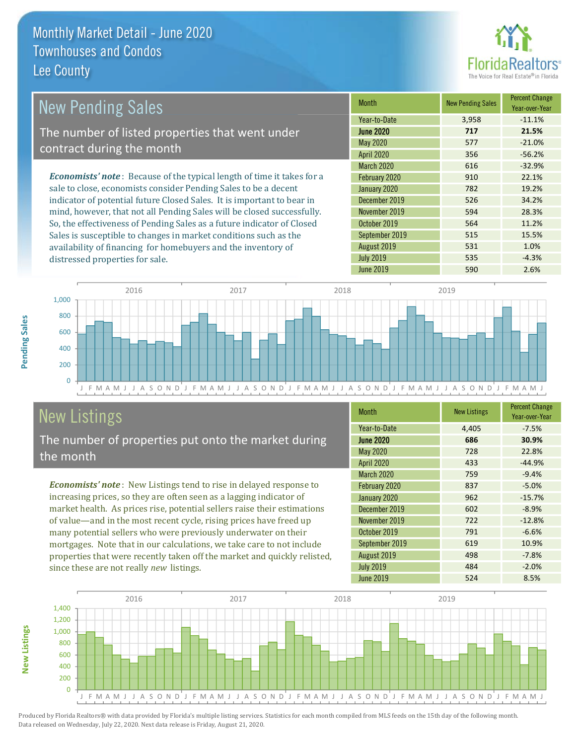# Monthly Market Detail - June 2020
## Townhouses and Condos
## Lee County

## New Pending Sales

The number of listed properties that went under contract during the month

*Economists' note*: Because of the typical length of time it takes for a sale to close, economists consider Pending Sales to be a decent indicator of potential future Closed Sales. It is important to bear in mind, however, that not all Pending Sales will be closed successfully. So, the effectiveness of Pending Sales as a future indicator of Closed Sales is susceptible to changes in market conditions such as the availability of financing for homebuyers and the inventory of distressed properties for sale.

| Month | New Pending Sales | Percent Change Year-over-Year |
|---|---|---|
| Year-to-Date | 3,958 | -11.1% |
| **June 2020** | **717** | **21.5%** |
| May 2020 | 577 | -21.0% |
| April 2020 | 356 | -56.2% |
| March 2020 | 616 | -32.9% |
| February 2020 | 910 | 22.1% |
| January 2020 | 782 | 19.2% |
| December 2019 | 526 | 34.2% |
| November 2019 | 594 | 28.3% |
| October 2019 | 564 | 11.2% |
| September 2019 | 515 | 15.5% |
| August 2019 | 531 | 1.0% |
| July 2019 | 535 | -4.3% |
| June 2019 | 590 | 2.6% |

## New Listings

The number of properties put onto the market during the month

*Economists' note*: New Listings tend to rise in delayed response to increasing prices, so they are often seen as a lagging indicator of market health. As prices rise, potential sellers raise their estimations of value—and in the most recent cycle, rising prices have freed up many potential sellers who were previously underwater on their mortgages. Note that in our calculations, we take care to not include properties that were recently taken off the market and quickly relisted, since these are not really *new* listings.

| Month | New Listings | Percent Change Year-over-Year |
|---|---|---|
| Year-to-Date | 4,405 | -7.5% |
| **June 2020** | **686** | **30.9%** |
| May 2020 | 728 | 22.8% |
| April 2020 | 433 | -44.9% |
| March 2020 | 759 | -9.4% |
| February 2020 | 837 | -5.0% |
| January 2020 | 962 | -15.7% |
| December 2019 | 602 | -8.9% |
| November 2019 | 722 | -12.8% |
| October 2019 | 791 | -6.6% |
| September 2019 | 619 | 10.9% |
| August 2019 | 498 | -7.8% |
| July 2019 | 484 | -2.0% |
| June 2019 | 524 | 8.5% |

Produced by Florida Realtors® with data provided by Florida's multiple listing services. Statistics for each month compiled from MLS feeds on the 15th day of the following month. Data released on Wednesday, July 22, 2020. Next data release is Friday, August 21, 2020.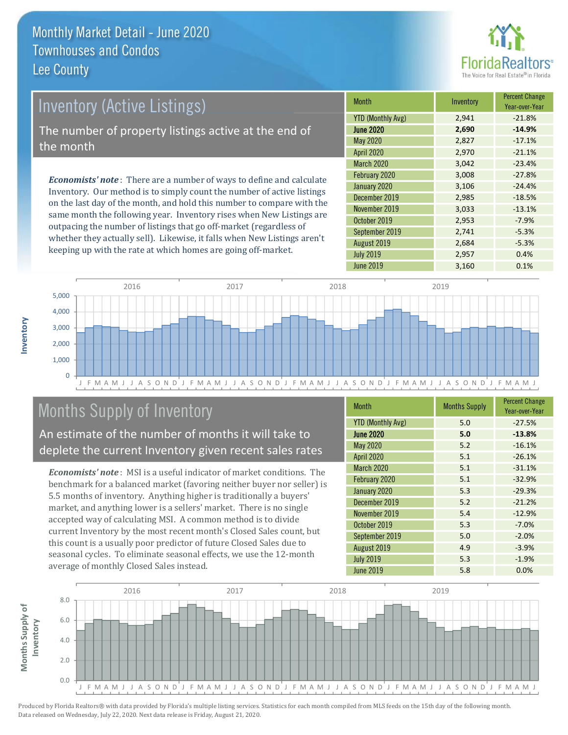# Monthly Market Detail - June 2020
## Townhouses and Condos
## Lee County

## Inventory (Active Listings)

The number of property listings active at the end of the month

***Economists' note***: There are a number of ways to define and calculate Inventory. Our method is to simply count the number of active listings on the last day of the month, and hold this number to compare with the same month the following year. Inventory rises when New Listings are outpacing the number of listings that go off-market (regardless of whether they actually sell). Likewise, it falls when New Listings aren't keeping up with the rate at which homes are going off-market.

| Month | Inventory | Percent Change Year-over-Year |
|---|---|---|
| YTD (Monthly Avg) | 2,941 | -21.8% |
| **June 2020** | **2,690** | **-14.9%** |
| May 2020 | 2,827 | -17.1% |
| April 2020 | 2,970 | -21.1% |
| March 2020 | 3,042 | -23.4% |
| February 2020 | 3,008 | -27.8% |
| January 2020 | 3,106 | -24.4% |
| December 2019 | 2,985 | -18.5% |
| November 2019 | 3,033 | -13.1% |
| October 2019 | 2,953 | -7.9% |
| September 2019 | 2,741 | -5.3% |
| August 2019 | 2,684 | -5.3% |
| July 2019 | 2,957 | 0.4% |
| June 2019 | 3,160 | 0.1% |

## Months Supply of Inventory

An estimate of the number of months it will take to deplete the current Inventory given recent sales rates

***Economists' note***: MSI is a useful indicator of market conditions. The benchmark for a balanced market (favoring neither buyer nor seller) is 5.5 months of inventory. Anything higher is traditionally a buyers' market, and anything lower is a sellers' market. There is no single accepted way of calculating MSI. A common method is to divide current Inventory by the most recent month's Closed Sales count, but this count is a usually poor predictor of future Closed Sales due to seasonal cycles. To eliminate seasonal effects, we use the 12-month average of monthly Closed Sales instead.

| Month | Months Supply | Percent Change Year-over-Year |
|---|---|---|
| YTD (Monthly Avg) | 5.0 | -27.5% |
| **June 2020** | **5.0** | **-13.8%** |
| May 2020 | 5.2 | -16.1% |
| April 2020 | 5.1 | -26.1% |
| March 2020 | 5.1 | -31.1% |
| February 2020 | 5.1 | -32.9% |
| January 2020 | 5.3 | -29.3% |
| December 2019 | 5.2 | -21.2% |
| November 2019 | 5.4 | -12.9% |
| October 2019 | 5.3 | -7.0% |
| September 2019 | 5.0 | -2.0% |
| August 2019 | 4.9 | -3.9% |
| July 2019 | 5.3 | -1.9% |
| June 2019 | 5.8 | 0.0% |

Produced by Florida Realtors® with data provided by Florida's multiple listing services. Statistics for each month compiled from MLS feeds on the 15th day of the following month. Data released on Wednesday, July 22, 2020. Next data release is Friday, August 21, 2020.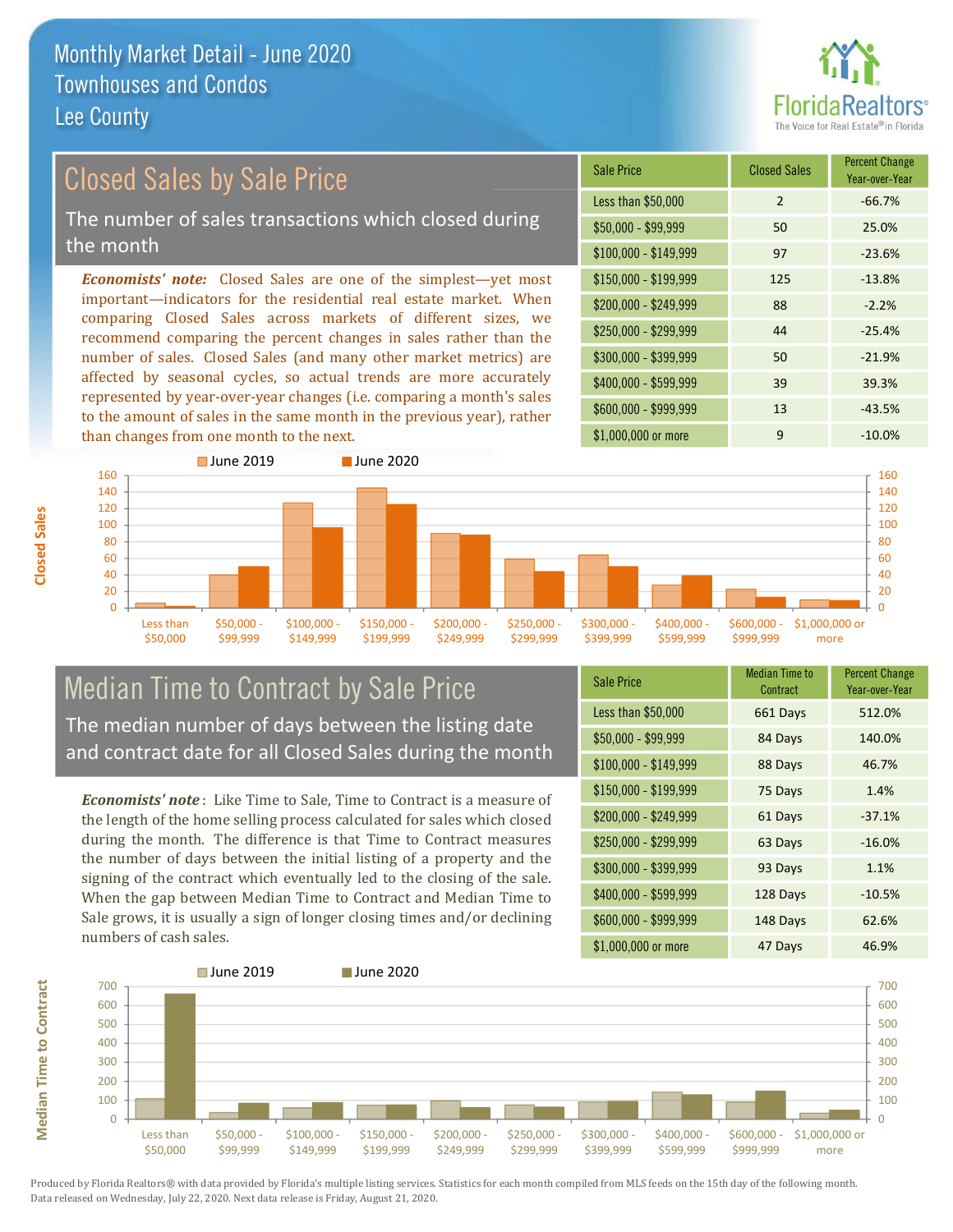# Monthly Market Detail - June 2020
## Townhouses and Condos
## Lee County

## Closed Sales by Sale Price

The number of sales transactions which closed during the month

*Economists' note:* Closed Sales are one of the simplest—yet most important—indicators for the residential real estate market. When comparing Closed Sales across markets of different sizes, we recommend comparing the percent changes in sales rather than the number of sales. Closed Sales (and many other market metrics) are affected by seasonal cycles, so actual trends are more accurately represented by year-over-year changes (i.e. comparing a month's sales to the amount of sales in the same month in the previous year), rather than changes from one month to the next.

| Sale Price | Closed Sales | Percent Change Year-over-Year |
|---|---|---|
| Less than $50,000 | 2 | -66.7% |
| $50,000 - $99,999 | 50 | 25.0% |
| $100,000 - $149,999 | 97 | -23.6% |
| $150,000 - $199,999 | 125 | -13.8% |
| $200,000 - $249,999 | 88 | -2.2% |
| $250,000 - $299,999 | 44 | -25.4% |
| $300,000 - $399,999 | 50 | -21.9% |
| $400,000 - $599,999 | 39 | 39.3% |
| $600,000 - $999,999 | 13 | -43.5% |
| $1,000,000 or more | 9 | -10.0% |

## Median Time to Contract by Sale Price

The median number of days between the listing date and contract date for all Closed Sales during the month

*Economists' note*: Like Time to Sale, Time to Contract is a measure of the length of the home selling process calculated for sales which closed during the month. The difference is that Time to Contract measures the number of days between the initial listing of a property and the signing of the contract which eventually led to the closing of the sale. When the gap between Median Time to Contract and Median Time to Sale grows, it is usually a sign of longer closing times and/or declining numbers of cash sales.

| Sale Price | Median Time to Contract | Percent Change Year-over-Year |
|---|---|---|
| Less than $50,000 | 661 Days | 512.0% |
| $50,000 - $99,999 | 84 Days | 140.0% |
| $100,000 - $149,999 | 88 Days | 46.7% |
| $150,000 - $199,999 | 75 Days | 1.4% |
| $200,000 - $249,999 | 61 Days | -37.1% |
| $250,000 - $299,999 | 63 Days | -16.0% |
| $300,000 - $399,999 | 93 Days | 1.1% |
| $400,000 - $599,999 | 128 Days | -10.5% |
| $600,000 - $999,999 | 148 Days | 62.6% |
| $1,000,000 or more | 47 Days | 46.9% |

Produced by Florida Realtors® with data provided by Florida's multiple listing services. Statistics for each month compiled from MLS feeds on the 15th day of the following month. Data released on Wednesday, July 22, 2020. Next data release is Friday, August 21, 2020.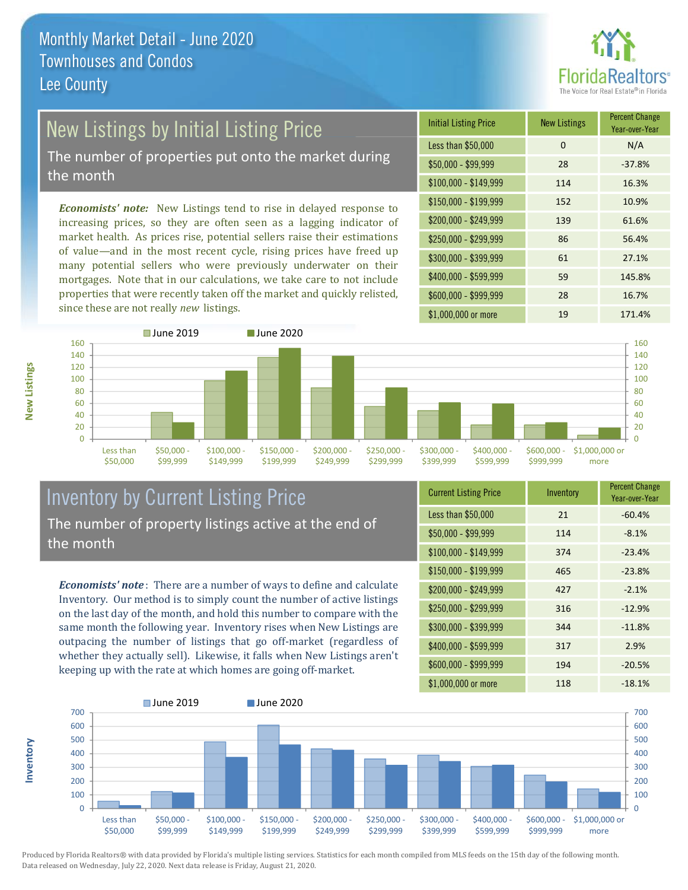Monthly Market Detail - June 2020
Townhouses and Condos
Lee County

# New Listings by Initial Listing Price

The number of properties put onto the market during the month

***Economists' note:*** New Listings tend to rise in delayed response to increasing prices, so they are often seen as a lagging indicator of market health. As prices rise, potential sellers raise their estimations of value—and in the most recent cycle, rising prices have freed up many potential sellers who were previously underwater on their mortgages. Note that in our calculations, we take care to not include properties that were recently taken off the market and quickly relisted, since these are not really *new* listings.

| Initial Listing Price | New Listings | Percent Change Year-over-Year |
|---|---|---|
| Less than $50,000 | 0 | N/A |
| $50,000 - $99,999 | 28 | -37.8% |
| $100,000 - $149,999 | 114 | 16.3% |
| $150,000 - $199,999 | 152 | 10.9% |
| $200,000 - $249,999 | 139 | 61.6% |
| $250,000 - $299,999 | 86 | 56.4% |
| $300,000 - $399,999 | 61 | 27.1% |
| $400,000 - $599,999 | 59 | 145.8% |
| $600,000 - $999,999 | 28 | 16.7% |
| $1,000,000 or more | 19 | 171.4% |

# Inventory by Current Listing Price

The number of property listings active at the end of the month

***Economists' note***: There are a number of ways to define and calculate Inventory. Our method is to simply count the number of active listings on the last day of the month, and hold this number to compare with the same month the following year. Inventory rises when New Listings are outpacing the number of listings that go off-market (regardless of whether they actually sell). Likewise, it falls when New Listings aren't keeping up with the rate at which homes are going off-market.

| Current Listing Price | Inventory | Percent Change Year-over-Year |
|---|---|---|
| Less than $50,000 | 21 | -60.4% |
| $50,000 - $99,999 | 114 | -8.1% |
| $100,000 - $149,999 | 374 | -23.4% |
| $150,000 - $199,999 | 465 | -23.8% |
| $200,000 - $249,999 | 427 | -2.1% |
| $250,000 - $299,999 | 316 | -12.9% |
| $300,000 - $399,999 | 344 | -11.8% |
| $400,000 - $599,999 | 317 | 2.9% |
| $600,000 - $999,999 | 194 | -20.5% |
| $1,000,000 or more | 118 | -18.1% |

Produced by Florida Realtors® with data provided by Florida's multiple listing services. Statistics for each month compiled from MLS feeds on the 15th day of the following month. Data released on Wednesday, July 22, 2020. Next data release is Friday, August 21, 2020.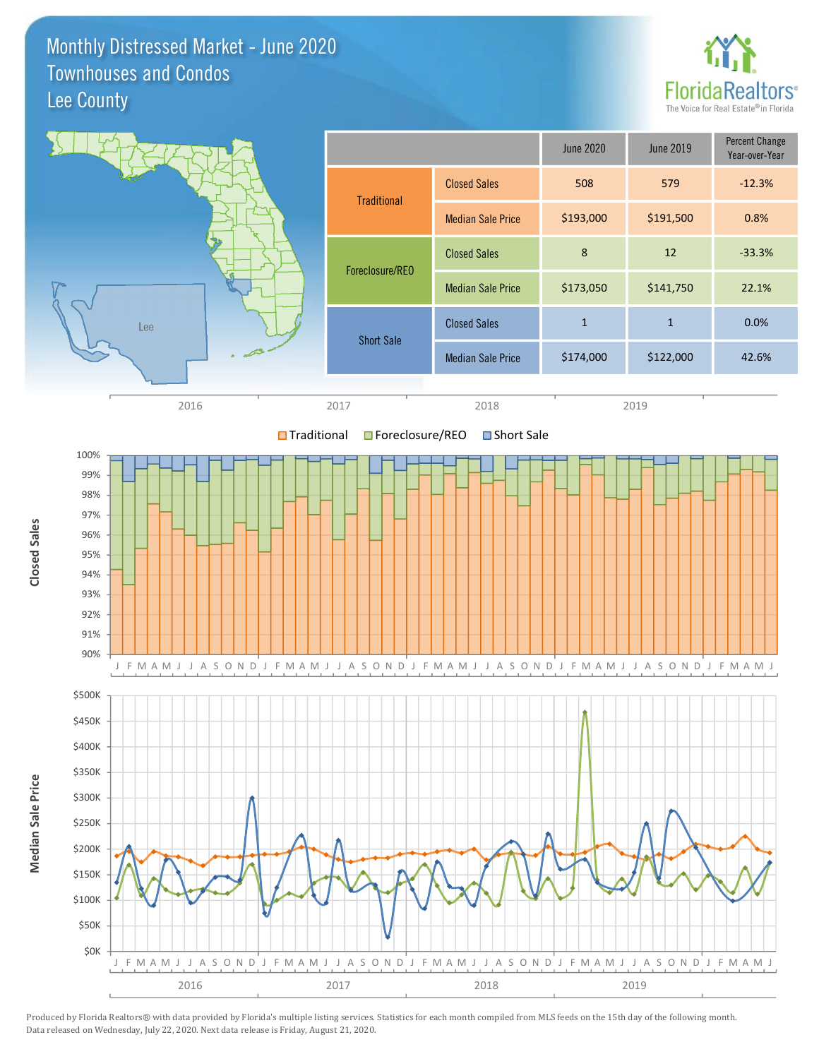# Monthly Distressed Market - June 2020
## Townhouses and Condos
## Lee County

FloridaRealtors®
The Voice for Real Estate® in Florida

Lee

| | | June 2020 | June 2019 | Percent Change Year-over-Year |
|---|---|---|---|---|
| Traditional | Closed Sales | 508 | 579 | -12.3% |
| | Median Sale Price | $193,000 | $191,500 | 0.8% |
| Foreclosure/REO | Closed Sales | 8 | 12 | -33.3% |
| | Median Sale Price | $173,050 | $141,750 | 22.1% |
| Short Sale | Closed Sales | 1 | 1 | 0.0% |
| | Median Sale Price | $174,000 | $122,000 | 42.6% |

2016 2017 2018 2019

Traditional Foreclosure/REO Short Sale

Closed Sales

100% 99% 98% 97% 96% 95% 94% 93% 92% 91% 90%

J F M A M J J A S O N D J F M A M J J A S O N D J F M A M J J A S O N D J F M A M J J A S O N D J F M A M J

Median Sale Price

$500K $450K $400K $350K $300K $250K $200K $150K $100K $50K $0K

J F M A M J J A S O N D J F M A M J J A S O N D J F M A M J J A S O N D J F M A M J J A S O N D J F M A M J

2016 2017 2018 2019

Produced by Florida Realtors® with data provided by Florida's multiple listing services. Statistics for each month compiled from MLS feeds on the 15th day of the following month. Data released on Wednesday, July 22, 2020. Next data release is Friday, August 21, 2020.